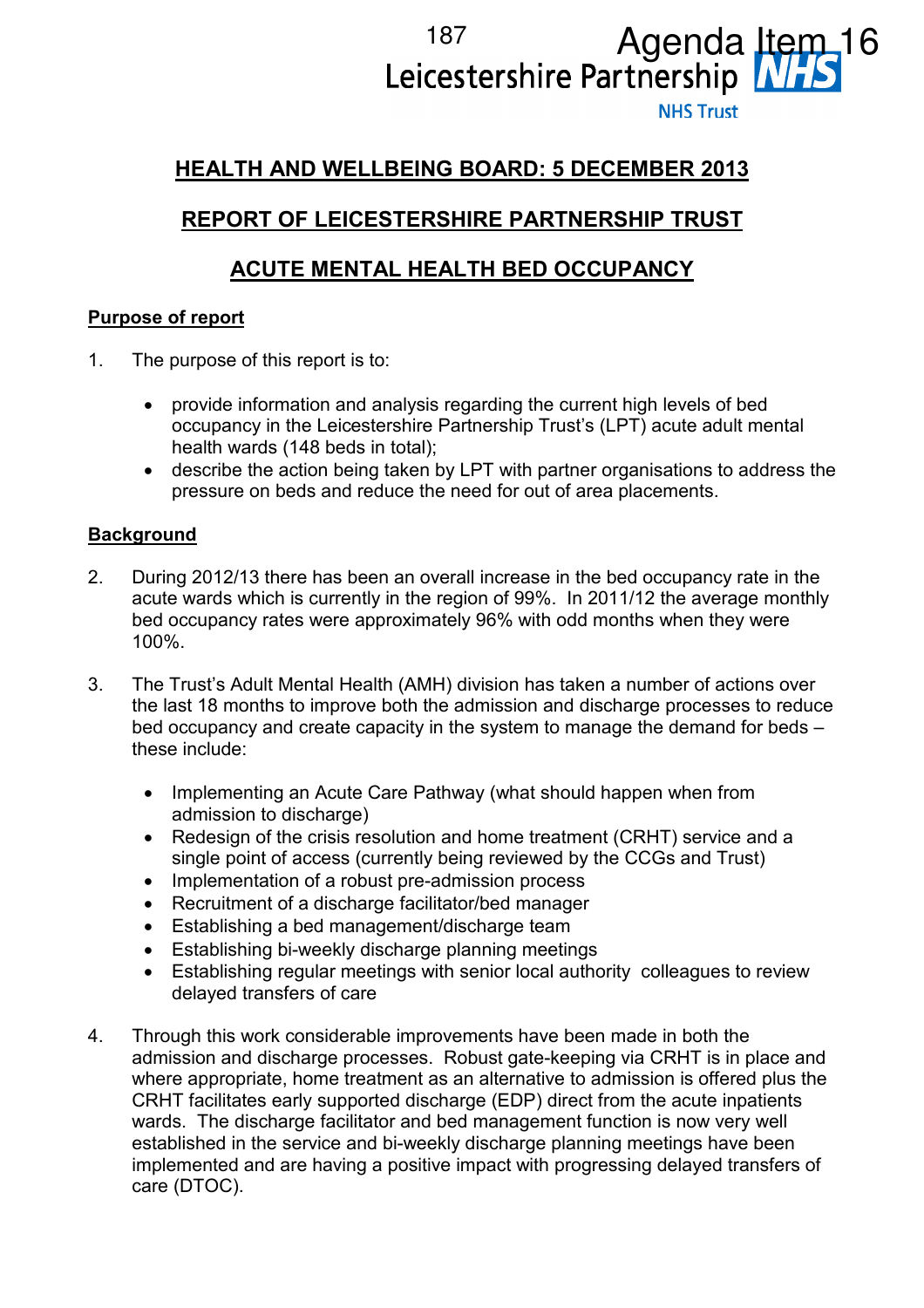Agenda Item 16

Leicestershire Partnership NHS Trust

## HEALTH AND WELLBEING BOARD: 5 DECEMBER 2013

## REPORT OF LEICESTERSHIRE PARTNERSHIP TRUST

## ACUTE MENTAL HEALTH BED OCCUPANCY

### Purpose of report

1. The purpose of this report is to:

   - provide information and analysis regarding the current high levels of bed occupancy in the Leicestershire Partnership Trust's (LPT) acute adult mental health wards (148 beds in total);
   - describe the action being taken by LPT with partner organisations to address the pressure on beds and reduce the need for out of area placements.

### Background

2. During 2012/13 there has been an overall increase in the bed occupancy rate in the acute wards which is currently in the region of 99%. In 2011/12 the average monthly bed occupancy rates were approximately 96% with odd months when they were 100%.

3. The Trust's Adult Mental Health (AMH) division has taken a number of actions over the last 18 months to improve both the admission and discharge processes to reduce bed occupancy and create capacity in the system to manage the demand for beds – these include:

   - Implementing an Acute Care Pathway (what should happen when from admission to discharge)
   - Redesign of the crisis resolution and home treatment (CRHT) service and a single point of access (currently being reviewed by the CCGs and Trust)
   - Implementation of a robust pre-admission process
   - Recruitment of a discharge facilitator/bed manager
   - Establishing a bed management/discharge team
   - Establishing bi-weekly discharge planning meetings
   - Establishing regular meetings with senior local authority colleagues to review delayed transfers of care

4. Through this work considerable improvements have been made in both the admission and discharge processes. Robust gate-keeping via CRHT is in place and where appropriate, home treatment as an alternative to admission is offered plus the CRHT facilitates early supported discharge (EDP) direct from the acute inpatients wards. The discharge facilitator and bed management function is now very well established in the service and bi-weekly discharge planning meetings have been implemented and are having a positive impact with progressing delayed transfers of care (DTOC).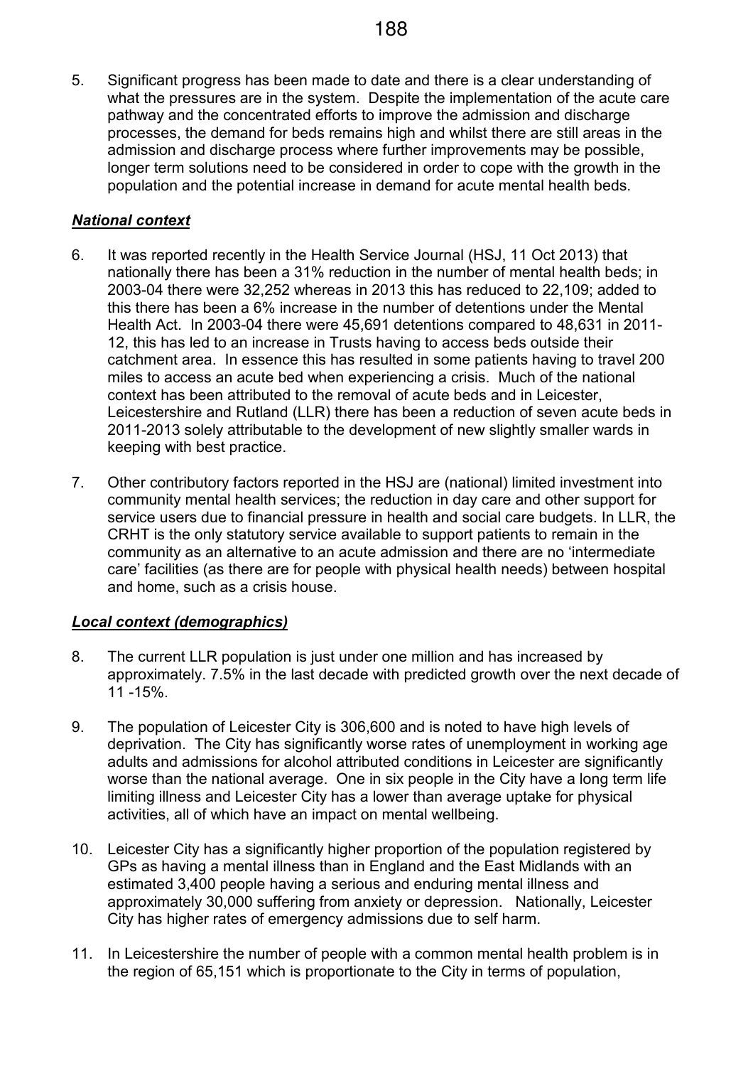5. Significant progress has been made to date and there is a clear understanding of what the pressures are in the system. Despite the implementation of the acute care pathway and the concentrated efforts to improve the admission and discharge processes, the demand for beds remains high and whilst there are still areas in the admission and discharge process where further improvements may be possible, longer term solutions need to be considered in order to cope with the growth in the population and the potential increase in demand for acute mental health beds.

***National context***

6. It was reported recently in the Health Service Journal (HSJ, 11 Oct 2013) that nationally there has been a 31% reduction in the number of mental health beds; in 2003-04 there were 32,252 whereas in 2013 this has reduced to 22,109; added to this there has been a 6% increase in the number of detentions under the Mental Health Act. In 2003-04 there were 45,691 detentions compared to 48,631 in 2011-12, this has led to an increase in Trusts having to access beds outside their catchment area. In essence this has resulted in some patients having to travel 200 miles to access an acute bed when experiencing a crisis. Much of the national context has been attributed to the removal of acute beds and in Leicester, Leicestershire and Rutland (LLR) there has been a reduction of seven acute beds in 2011-2013 solely attributable to the development of new slightly smaller wards in keeping with best practice.

7. Other contributory factors reported in the HSJ are (national) limited investment into community mental health services; the reduction in day care and other support for service users due to financial pressure in health and social care budgets. In LLR, the CRHT is the only statutory service available to support patients to remain in the community as an alternative to an acute admission and there are no 'intermediate care' facilities (as there are for people with physical health needs) between hospital and home, such as a crisis house.

***Local context (demographics)***

8. The current LLR population is just under one million and has increased by approximately. 7.5% in the last decade with predicted growth over the next decade of 11 -15%.

9. The population of Leicester City is 306,600 and is noted to have high levels of deprivation. The City has significantly worse rates of unemployment in working age adults and admissions for alcohol attributed conditions in Leicester are significantly worse than the national average. One in six people in the City have a long term life limiting illness and Leicester City has a lower than average uptake for physical activities, all of which have an impact on mental wellbeing.

10. Leicester City has a significantly higher proportion of the population registered by GPs as having a mental illness than in England and the East Midlands with an estimated 3,400 people having a serious and enduring mental illness and approximately 30,000 suffering from anxiety or depression. Nationally, Leicester City has higher rates of emergency admissions due to self harm.

11. In Leicestershire the number of people with a common mental health problem is in the region of 65,151 which is proportionate to the City in terms of population,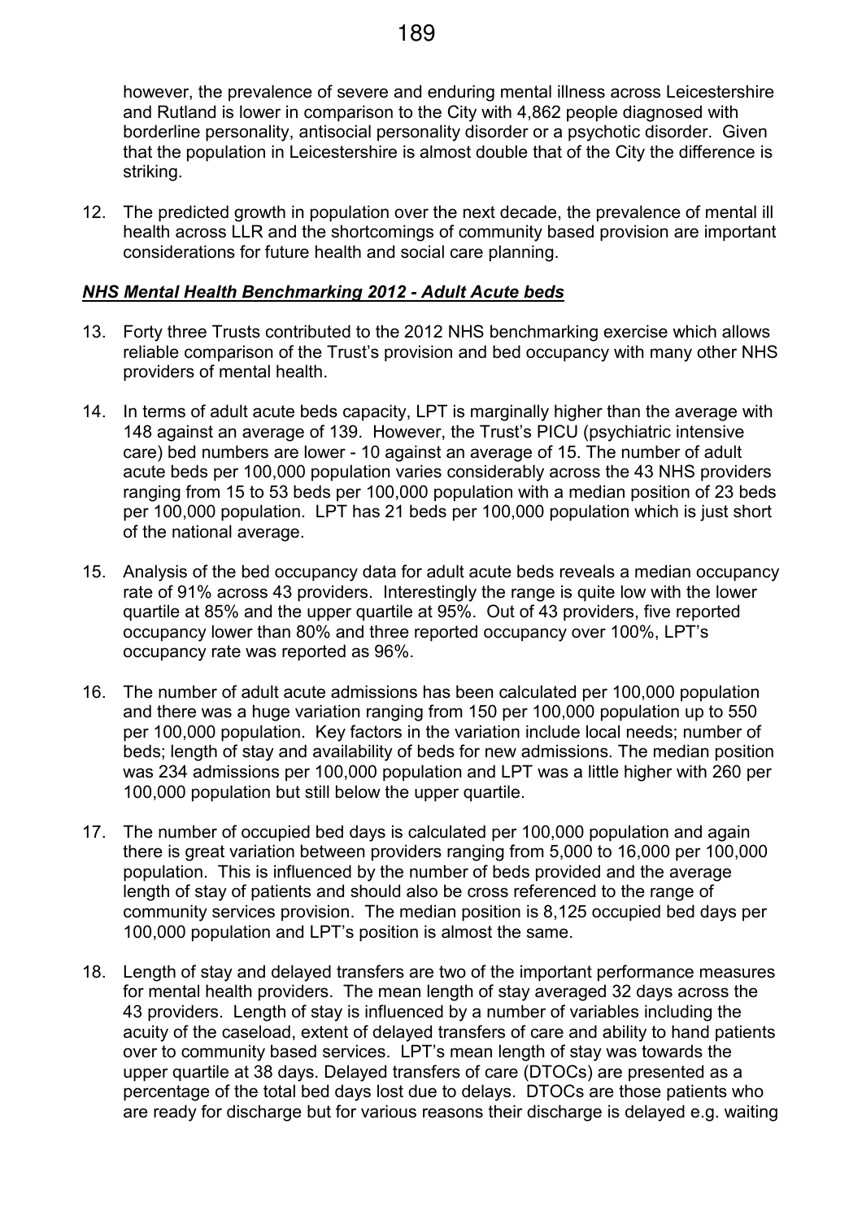however, the prevalence of severe and enduring mental illness across Leicestershire and Rutland is lower in comparison to the City with 4,862 people diagnosed with borderline personality, antisocial personality disorder or a psychotic disorder. Given that the population in Leicestershire is almost double that of the City the difference is striking.

12. The predicted growth in population over the next decade, the prevalence of mental ill health across LLR and the shortcomings of community based provision are important considerations for future health and social care planning.

***NHS Mental Health Benchmarking 2012 - Adult Acute beds***

13. Forty three Trusts contributed to the 2012 NHS benchmarking exercise which allows reliable comparison of the Trust's provision and bed occupancy with many other NHS providers of mental health.

14. In terms of adult acute beds capacity, LPT is marginally higher than the average with 148 against an average of 139. However, the Trust's PICU (psychiatric intensive care) bed numbers are lower - 10 against an average of 15. The number of adult acute beds per 100,000 population varies considerably across the 43 NHS providers ranging from 15 to 53 beds per 100,000 population with a median position of 23 beds per 100,000 population. LPT has 21 beds per 100,000 population which is just short of the national average.

15. Analysis of the bed occupancy data for adult acute beds reveals a median occupancy rate of 91% across 43 providers. Interestingly the range is quite low with the lower quartile at 85% and the upper quartile at 95%. Out of 43 providers, five reported occupancy lower than 80% and three reported occupancy over 100%, LPT's occupancy rate was reported as 96%.

16. The number of adult acute admissions has been calculated per 100,000 population and there was a huge variation ranging from 150 per 100,000 population up to 550 per 100,000 population. Key factors in the variation include local needs; number of beds; length of stay and availability of beds for new admissions. The median position was 234 admissions per 100,000 population and LPT was a little higher with 260 per 100,000 population but still below the upper quartile.

17. The number of occupied bed days is calculated per 100,000 population and again there is great variation between providers ranging from 5,000 to 16,000 per 100,000 population. This is influenced by the number of beds provided and the average length of stay of patients and should also be cross referenced to the range of community services provision. The median position is 8,125 occupied bed days per 100,000 population and LPT's position is almost the same.

18. Length of stay and delayed transfers are two of the important performance measures for mental health providers. The mean length of stay averaged 32 days across the 43 providers. Length of stay is influenced by a number of variables including the acuity of the caseload, extent of delayed transfers of care and ability to hand patients over to community based services. LPT's mean length of stay was towards the upper quartile at 38 days. Delayed transfers of care (DTOCs) are presented as a percentage of the total bed days lost due to delays. DTOCs are those patients who are ready for discharge but for various reasons their discharge is delayed e.g. waiting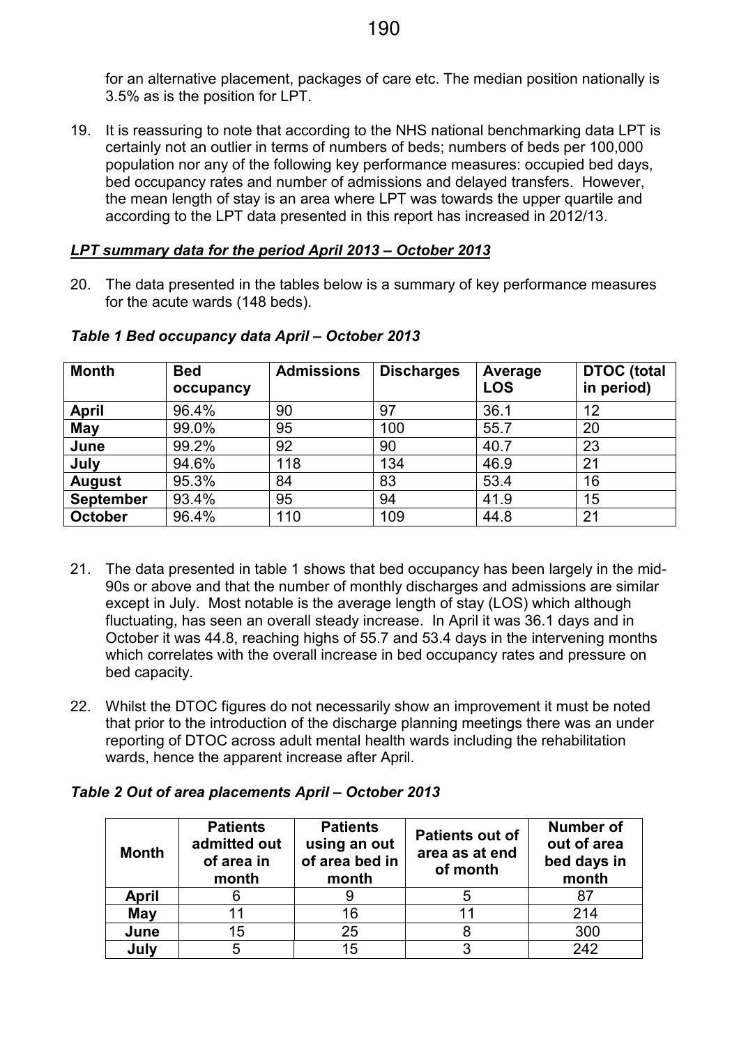for an alternative placement, packages of care etc. The median position nationally is 3.5% as is the position for LPT.

19. It is reassuring to note that according to the NHS national benchmarking data LPT is certainly not an outlier in terms of numbers of beds; numbers of beds per 100,000 population nor any of the following key performance measures: occupied bed days, bed occupancy rates and number of admissions and delayed transfers. However, the mean length of stay is an area where LPT was towards the upper quartile and according to the LPT data presented in this report has increased in 2012/13.

***LPT summary data for the period April 2013 – October 2013***

20. The data presented in the tables below is a summary of key performance measures for the acute wards (148 beds).

***Table 1 Bed occupancy data April – October 2013***

| Month | Bed occupancy | Admissions | Discharges | Average LOS | DTOC (total in period) |
|---|---|---|---|---|---|
| **April** | 96.4% | 90 | 97 | 36.1 | 12 |
| **May** | 99.0% | 95 | 100 | 55.7 | 20 |
| **June** | 99.2% | 92 | 90 | 40.7 | 23 |
| **July** | 94.6% | 118 | 134 | 46.9 | 21 |
| **August** | 95.3% | 84 | 83 | 53.4 | 16 |
| **September** | 93.4% | 95 | 94 | 41.9 | 15 |
| **October** | 96.4% | 110 | 109 | 44.8 | 21 |

21. The data presented in table 1 shows that bed occupancy has been largely in the mid-90s or above and that the number of monthly discharges and admissions are similar except in July. Most notable is the average length of stay (LOS) which although fluctuating, has seen an overall steady increase. In April it was 36.1 days and in October it was 44.8, reaching highs of 55.7 and 53.4 days in the intervening months which correlates with the overall increase in bed occupancy rates and pressure on bed capacity.

22. Whilst the DTOC figures do not necessarily show an improvement it must be noted that prior to the introduction of the discharge planning meetings there was an under reporting of DTOC across adult mental health wards including the rehabilitation wards, hence the apparent increase after April.

***Table 2 Out of area placements April – October 2013***

| Month | Patients admitted out of area in month | Patients using an out of area bed in month | Patients out of area as at end of month | Number of out of area bed days in month |
|---|---|---|---|---|
| **April** | 6 | 9 | 5 | 87 |
| **May** | 11 | 16 | 11 | 214 |
| **June** | 15 | 25 | 8 | 300 |
| **July** | 5 | 15 | 3 | 242 |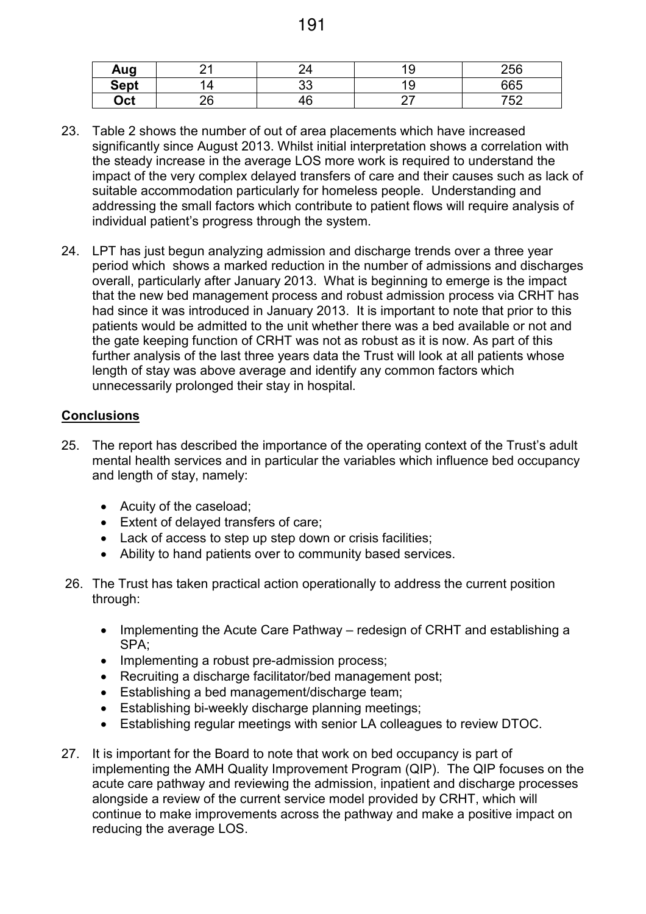| | | | | |
|---|---|---|---|---|
| **Aug** | 21 | 24 | 19 | 256 |
| **Sept** | 14 | 33 | 19 | 665 |
| **Oct** | 26 | 46 | 27 | 752 |

23. Table 2 shows the number of out of area placements which have increased significantly since August 2013. Whilst initial interpretation shows a correlation with the steady increase in the average LOS more work is required to understand the impact of the very complex delayed transfers of care and their causes such as lack of suitable accommodation particularly for homeless people. Understanding and addressing the small factors which contribute to patient flows will require analysis of individual patient's progress through the system.

24. LPT has just begun analyzing admission and discharge trends over a three year period which shows a marked reduction in the number of admissions and discharges overall, particularly after January 2013. What is beginning to emerge is the impact that the new bed management process and robust admission process via CRHT has had since it was introduced in January 2013. It is important to note that prior to this patients would be admitted to the unit whether there was a bed available or not and the gate keeping function of CRHT was not as robust as it is now. As part of this further analysis of the last three years data the Trust will look at all patients whose length of stay was above average and identify any common factors which unnecessarily prolonged their stay in hospital.

## Conclusions

25. The report has described the importance of the operating context of the Trust's adult mental health services and in particular the variables which influence bed occupancy and length of stay, namely:

    - Acuity of the caseload;
    - Extent of delayed transfers of care;
    - Lack of access to step up step down or crisis facilities;
    - Ability to hand patients over to community based services.

26. The Trust has taken practical action operationally to address the current position through:

    - Implementing the Acute Care Pathway – redesign of CRHT and establishing a SPA;
    - Implementing a robust pre-admission process;
    - Recruiting a discharge facilitator/bed management post;
    - Establishing a bed management/discharge team;
    - Establishing bi-weekly discharge planning meetings;
    - Establishing regular meetings with senior LA colleagues to review DTOC.

27. It is important for the Board to note that work on bed occupancy is part of implementing the AMH Quality Improvement Program (QIP). The QIP focuses on the acute care pathway and reviewing the admission, inpatient and discharge processes alongside a review of the current service model provided by CRHT, which will continue to make improvements across the pathway and make a positive impact on reducing the average LOS.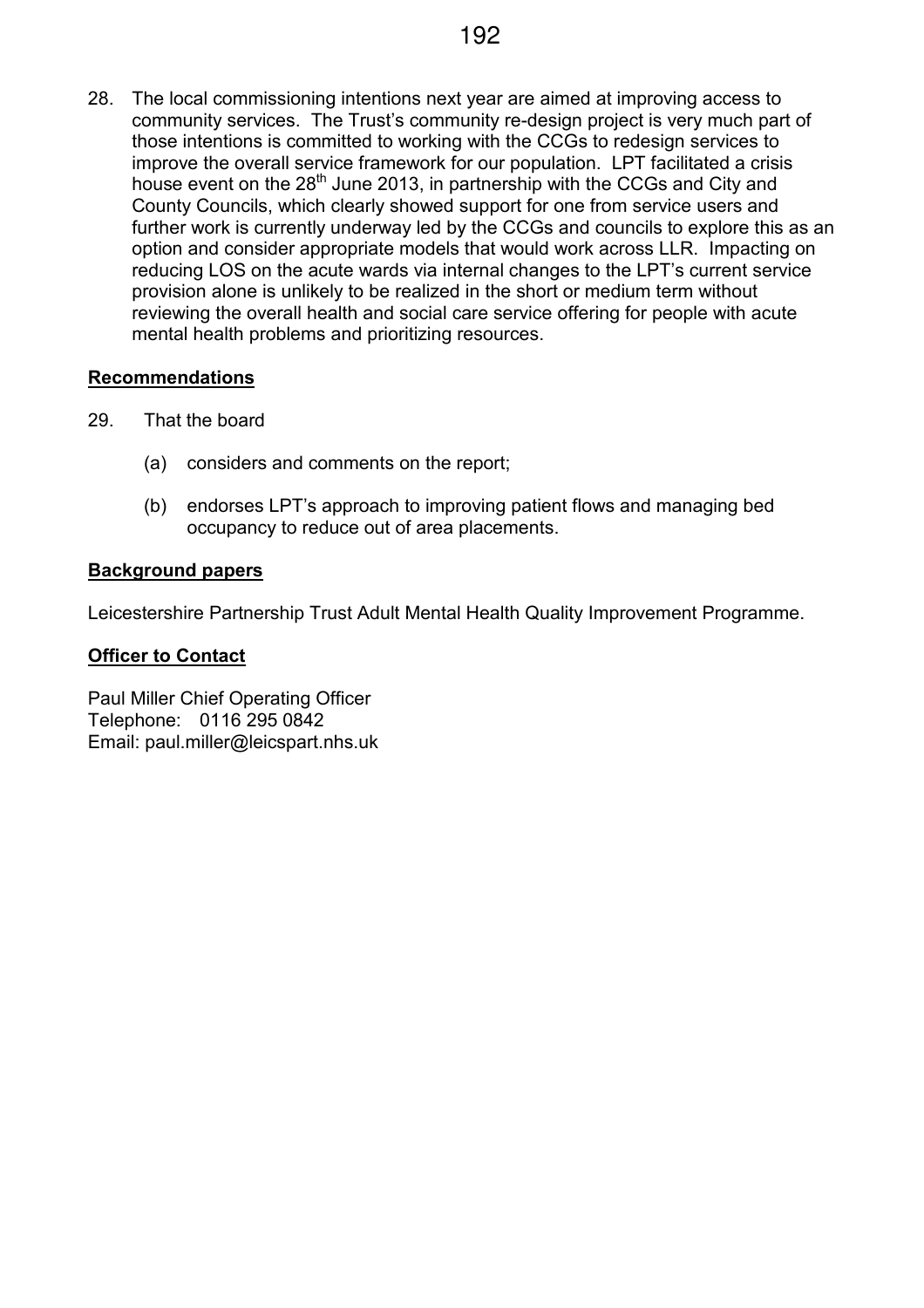28. The local commissioning intentions next year are aimed at improving access to community services. The Trust's community re-design project is very much part of those intentions is committed to working with the CCGs to redesign services to improve the overall service framework for our population. LPT facilitated a crisis house event on the 28th June 2013, in partnership with the CCGs and City and County Councils, which clearly showed support for one from service users and further work is currently underway led by the CCGs and councils to explore this as an option and consider appropriate models that would work across LLR. Impacting on reducing LOS on the acute wards via internal changes to the LPT's current service provision alone is unlikely to be realized in the short or medium term without reviewing the overall health and social care service offering for people with acute mental health problems and prioritizing resources.

**Recommendations**

29. That the board

    (a) considers and comments on the report;

    (b) endorses LPT's approach to improving patient flows and managing bed occupancy to reduce out of area placements.

**Background papers**

Leicestershire Partnership Trust Adult Mental Health Quality Improvement Programme.

**Officer to Contact**

Paul Miller Chief Operating Officer
Telephone: 0116 295 0842
Email: paul.miller@leicspart.nhs.uk